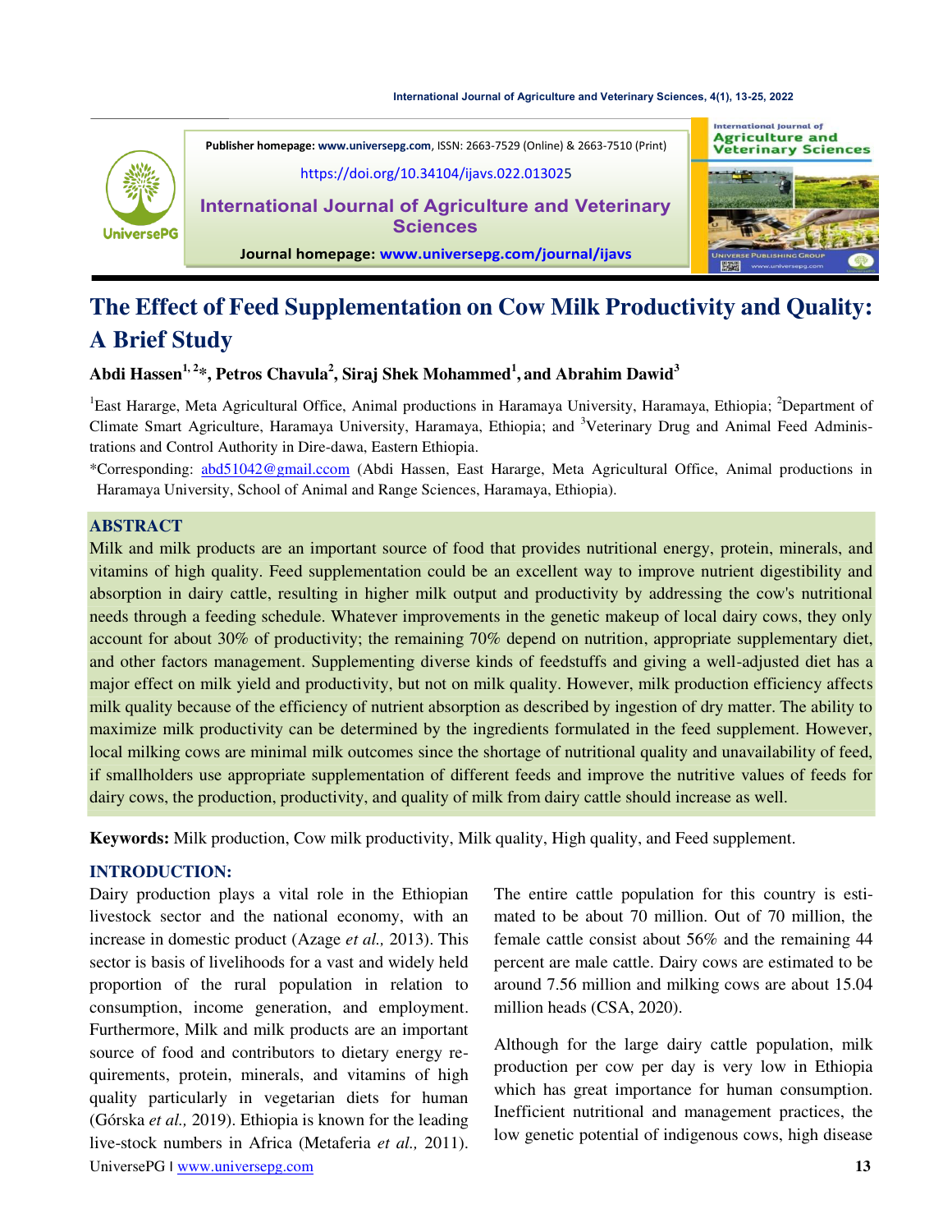Publisher homepage: www.universepg.com, ISSN: 2663-7529 (Online) & 2663-7510 (Print)

https://doi.org/10.34104/ijavs.022.013025

International Journal of Agriculture and Veterinary Sciences

Journal homepage: www.universepg.com/journal/ijavs

# The Effect of Feed Supplementation on Cow Milk Productivity and Quality: A Brief Study

**Abdi Hassen[1, 2]*, Petros Chavula[2], Siraj Shek Mohammed[1], and Abrahim Dawid[3]**

[1]East Hararge, Meta Agricultural Office, Animal productions in Haramaya University, Haramaya, Ethiopia; [2]Department of Climate Smart Agriculture, Haramaya University, Haramaya, Ethiopia; and [3]Veterinary Drug and Animal Feed Administrations and Control Authority in Dire-dawa, Eastern Ethiopia.

*Corresponding: abd51042@gmail.ccom (Abdi Hassen, East Hararge, Meta Agricultural Office, Animal productions in Haramaya University, School of Animal and Range Sciences, Haramaya, Ethiopia).

## ABSTRACT

Milk and milk products are an important source of food that provides nutritional energy, protein, minerals, and vitamins of high quality. Feed supplementation could be an excellent way to improve nutrient digestibility and absorption in dairy cattle, resulting in higher milk output and productivity by addressing the cow's nutritional needs through a feeding schedule. Whatever improvements in the genetic makeup of local dairy cows, they only account for about 30% of productivity; the remaining 70% depend on nutrition, appropriate supplementary diet, and other factors management. Supplementing diverse kinds of feedstuffs and giving a well-adjusted diet has a major effect on milk yield and productivity, but not on milk quality. However, milk production efficiency affects milk quality because of the efficiency of nutrient absorption as described by ingestion of dry matter. The ability to maximize milk productivity can be determined by the ingredients formulated in the feed supplement. However, local milking cows are minimal milk outcomes since the shortage of nutritional quality and unavailability of feed, if smallholders use appropriate supplementation of different feeds and improve the nutritive values of feeds for dairy cows, the production, productivity, and quality of milk from dairy cattle should increase as well.

**Keywords:** Milk production, Cow milk productivity, Milk quality, High quality, and Feed supplement.

## INTRODUCTION:

Dairy production plays a vital role in the Ethiopian livestock sector and the national economy, with an increase in domestic product (Azage *et al.,* 2013). This sector is basis of livelihoods for a vast and widely held proportion of the rural population in relation to consumption, income generation, and employment. Furthermore, Milk and milk products are an important source of food and contributors to dietary energy requirements, protein, minerals, and vitamins of high quality particularly in vegetarian diets for human (Górska *et al.,* 2019). Ethiopia is known for the leading live-stock numbers in Africa (Metaferia *et al.,* 2011). The entire cattle population for this country is estimated to be about 70 million. Out of 70 million, the female cattle consist about 56% and the remaining 44 percent are male cattle. Dairy cows are estimated to be around 7.56 million and milking cows are about 15.04 million heads (CSA, 2020).

Although for the large dairy cattle population, milk production per cow per day is very low in Ethiopia which has great importance for human consumption. Inefficient nutritional and management practices, the low genetic potential of indigenous cows, high disease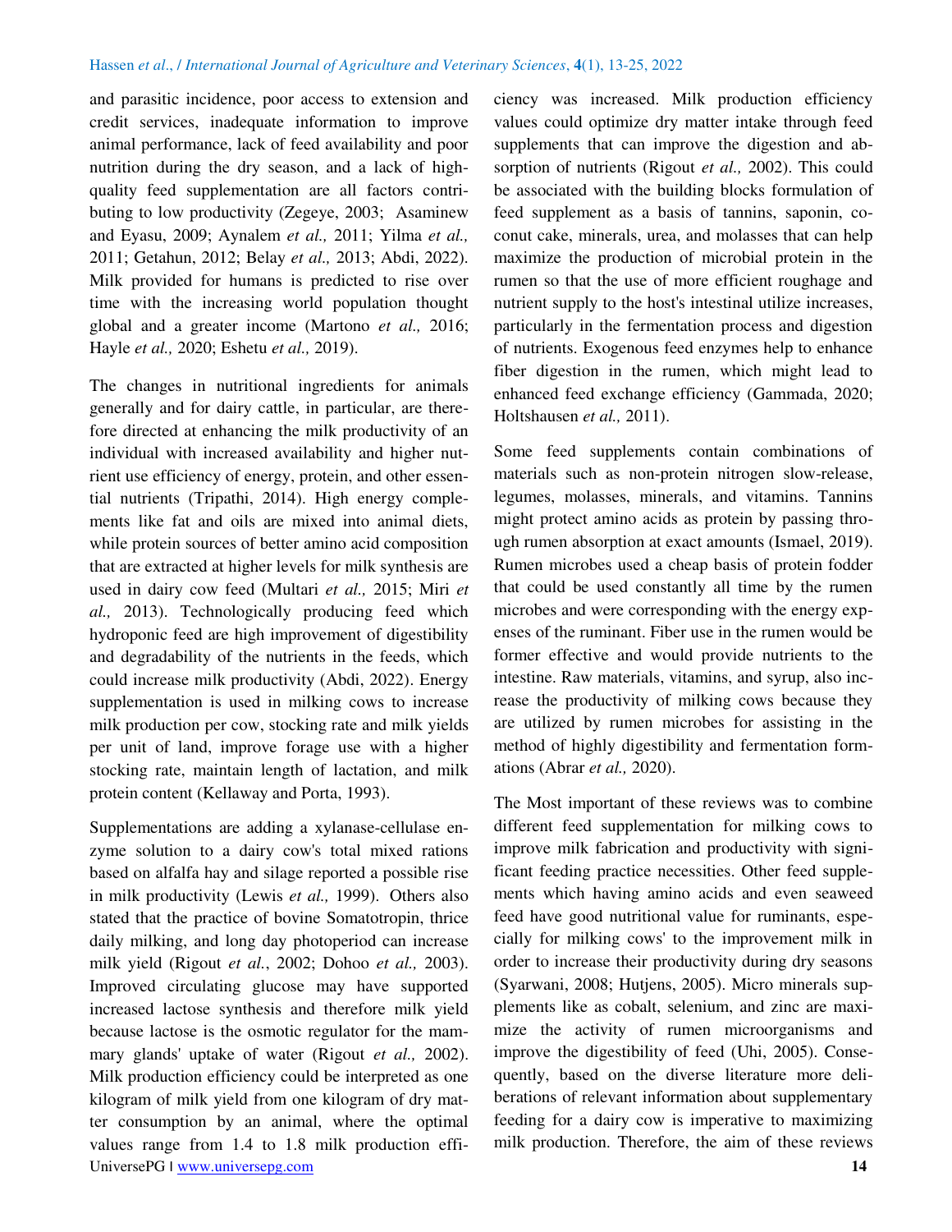and parasitic incidence, poor access to extension and credit services, inadequate information to improve animal performance, lack of feed availability and poor nutrition during the dry season, and a lack of high-quality feed supplementation are all factors contributing to low productivity (Zegeye, 2003; Asaminew and Eyasu, 2009; Aynalem *et al.,* 2011; Yilma *et al.,* 2011; Getahun, 2012; Belay *et al.,* 2013; Abdi, 2022). Milk provided for humans is predicted to rise over time with the increasing world population thought global and a greater income (Martono *et al.,* 2016; Hayle *et al.,* 2020; Eshetu *et al.,* 2019).

The changes in nutritional ingredients for animals generally and for dairy cattle, in particular, are therefore directed at enhancing the milk productivity of an individual with increased availability and higher nutrient use efficiency of energy, protein, and other essential nutrients (Tripathi, 2014). High energy complements like fat and oils are mixed into animal diets, while protein sources of better amino acid composition that are extracted at higher levels for milk synthesis are used in dairy cow feed (Multari *et al.,* 2015; Miri *et al.,* 2013). Technologically producing feed which hydroponic feed are high improvement of digestibility and degradability of the nutrients in the feeds, which could increase milk productivity (Abdi, 2022). Energy supplementation is used in milking cows to increase milk production per cow, stocking rate and milk yields per unit of land, improve forage use with a higher stocking rate, maintain length of lactation, and milk protein content (Kellaway and Porta, 1993).

Supplementations are adding a xylanase-cellulase enzyme solution to a dairy cow's total mixed rations based on alfalfa hay and silage reported a possible rise in milk productivity (Lewis *et al.,* 1999). Others also stated that the practice of bovine Somatotropin, thrice daily milking, and long day photoperiod can increase milk yield (Rigout *et al.*, 2002; Dohoo *et al.,* 2003). Improved circulating glucose may have supported increased lactose synthesis and therefore milk yield because lactose is the osmotic regulator for the mammary glands' uptake of water (Rigout *et al.,* 2002). Milk production efficiency could be interpreted as one kilogram of milk yield from one kilogram of dry matter consumption by an animal, where the optimal values range from 1.4 to 1.8 milk production efficiency was increased. Milk production efficiency values could optimize dry matter intake through feed supplements that can improve the digestion and absorption of nutrients (Rigout *et al.,* 2002). This could be associated with the building blocks formulation of feed supplement as a basis of tannins, saponin, coconut cake, minerals, urea, and molasses that can help maximize the production of microbial protein in the rumen so that the use of more efficient roughage and nutrient supply to the host's intestinal utilize increases, particularly in the fermentation process and digestion of nutrients. Exogenous feed enzymes help to enhance fiber digestion in the rumen, which might lead to enhanced feed exchange efficiency (Gammada, 2020; Holtshausen *et al.,* 2011).

Some feed supplements contain combinations of materials such as non-protein nitrogen slow-release, legumes, molasses, minerals, and vitamins. Tannins might protect amino acids as protein by passing through rumen absorption at exact amounts (Ismael, 2019). Rumen microbes used a cheap basis of protein fodder that could be used constantly all time by the rumen microbes and were corresponding with the energy expenses of the ruminant. Fiber use in the rumen would be former effective and would provide nutrients to the intestine. Raw materials, vitamins, and syrup, also increase the productivity of milking cows because they are utilized by rumen microbes for assisting in the method of highly digestibility and fermentation formations (Abrar *et al.,* 2020).

The Most important of these reviews was to combine different feed supplementation for milking cows to improve milk fabrication and productivity with significant feeding practice necessities. Other feed supplements which having amino acids and even seaweed feed have good nutritional value for ruminants, especially for milking cows' to the improvement milk in order to increase their productivity during dry seasons (Syarwani, 2008; Hutjens, 2005). Micro minerals supplements like as cobalt, selenium, and zinc are maximize the activity of rumen microorganisms and improve the digestibility of feed (Uhi, 2005). Consequently, based on the diverse literature more deliberations of relevant information about supplementary feeding for a dairy cow is imperative to maximizing milk production. Therefore, the aim of these reviews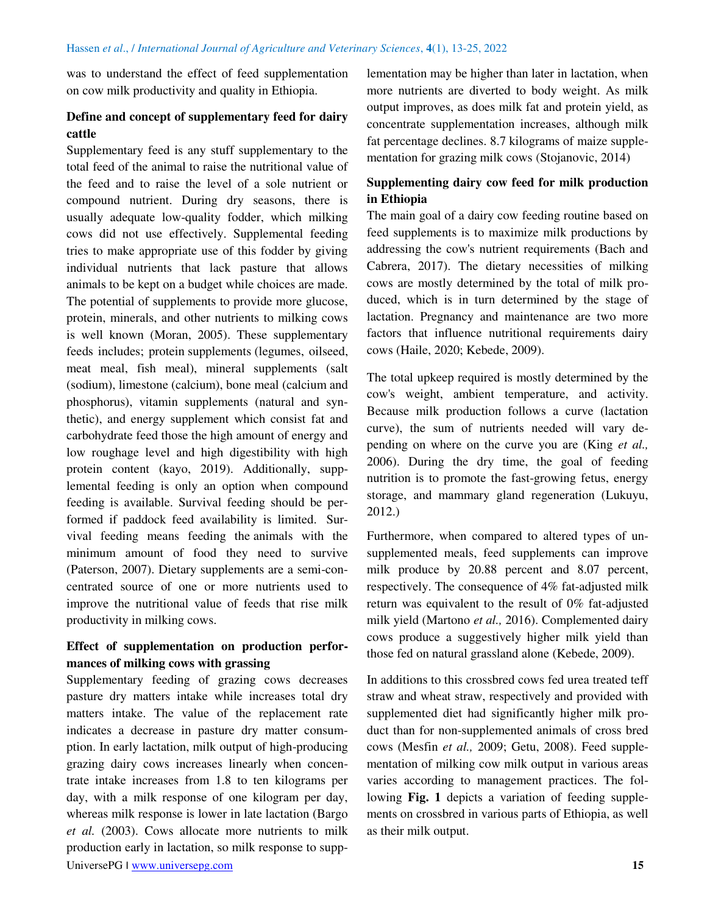was to understand the effect of feed supplementation on cow milk productivity and quality in Ethiopia.

### Define and concept of supplementary feed for dairy cattle

Supplementary feed is any stuff supplementary to the total feed of the animal to raise the nutritional value of the feed and to raise the level of a sole nutrient or compound nutrient. During dry seasons, there is usually adequate low-quality fodder, which milking cows did not use effectively. Supplemental feeding tries to make appropriate use of this fodder by giving individual nutrients that lack pasture that allows animals to be kept on a budget while choices are made. The potential of supplements to provide more glucose, protein, minerals, and other nutrients to milking cows is well known (Moran, 2005). These supplementary feeds includes; protein supplements (legumes, oilseed, meat meal, fish meal), mineral supplements (salt (sodium), limestone (calcium), bone meal (calcium and phosphorus), vitamin supplements (natural and synthetic), and energy supplement which consist fat and carbohydrate feed those the high amount of energy and low roughage level and high digestibility with high protein content (kayo, 2019). Additionally, supplemental feeding is only an option when compound feeding is available. Survival feeding should be performed if paddock feed availability is limited. Survival feeding means feeding the animals with the minimum amount of food they need to survive (Paterson, 2007). Dietary supplements are a semi-concentrated source of one or more nutrients used to improve the nutritional value of feeds that rise milk productivity in milking cows.

### Effect of supplementation on production performances of milking cows with grassing

Supplementary feeding of grazing cows decreases pasture dry matters intake while increases total dry matters intake. The value of the replacement rate indicates a decrease in pasture dry matter consumption. In early lactation, milk output of high-producing grazing dairy cows increases linearly when concentrate intake increases from 1.8 to ten kilograms per day, with a milk response of one kilogram per day, whereas milk response is lower in late lactation (Bargo *et al.* (2003). Cows allocate more nutrients to milk production early in lactation, so milk response to supplementation may be higher than later in lactation, when more nutrients are diverted to body weight. As milk output improves, as does milk fat and protein yield, as concentrate supplementation increases, although milk fat percentage declines. 8.7 kilograms of maize supplementation for grazing milk cows (Stojanovic, 2014)

### Supplementing dairy cow feed for milk production in Ethiopia

The main goal of a dairy cow feeding routine based on feed supplements is to maximize milk productions by addressing the cow's nutrient requirements (Bach and Cabrera, 2017). The dietary necessities of milking cows are mostly determined by the total of milk produced, which is in turn determined by the stage of lactation. Pregnancy and maintenance are two more factors that influence nutritional requirements dairy cows (Haile, 2020; Kebede, 2009).

The total upkeep required is mostly determined by the cow's weight, ambient temperature, and activity. Because milk production follows a curve (lactation curve), the sum of nutrients needed will vary depending on where on the curve you are (King *et al.,* 2006). During the dry time, the goal of feeding nutrition is to promote the fast-growing fetus, energy storage, and mammary gland regeneration (Lukuyu, 2012.)

Furthermore, when compared to altered types of unsupplemented meals, feed supplements can improve milk produce by 20.88 percent and 8.07 percent, respectively. The consequence of 4% fat-adjusted milk return was equivalent to the result of 0% fat-adjusted milk yield (Martono *et al.,* 2016). Complemented dairy cows produce a suggestively higher milk yield than those fed on natural grassland alone (Kebede, 2009).

In additions to this crossbred cows fed urea treated teff straw and wheat straw, respectively and provided with supplemented diet had significantly higher milk product than for non-supplemented animals of cross bred cows (Mesfin *et al.,* 2009; Getu, 2008). Feed supplementation of milking cow milk output in various areas varies according to management practices. The following **Fig. 1** depicts a variation of feeding supplements on crossbred in various parts of Ethiopia, as well as their milk output.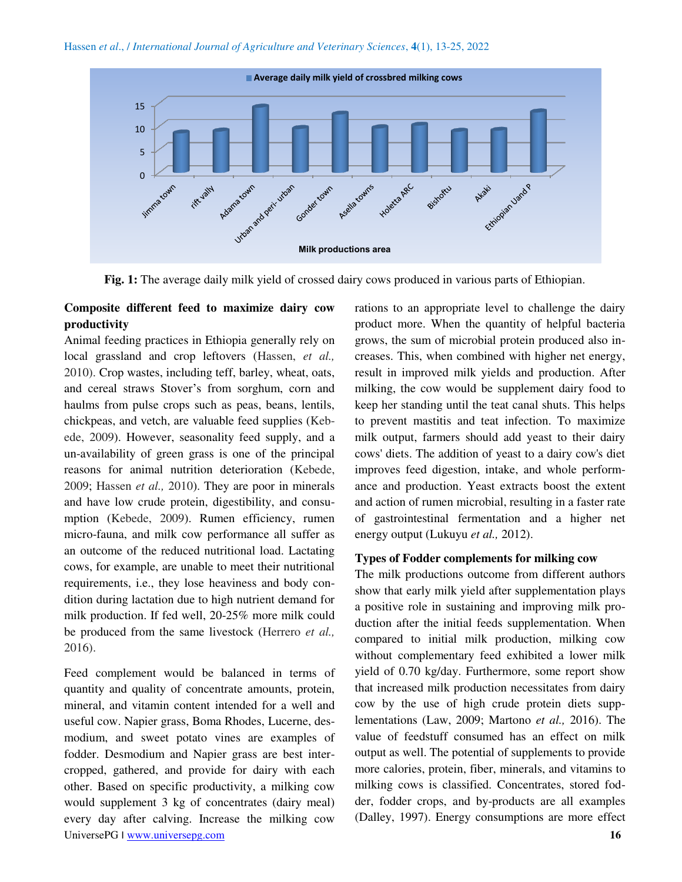Fig. 1: The average daily milk yield of crossed dairy cows produced in various parts of Ethiopian.

## Composite different feed to maximize dairy cow productivity

Animal feeding practices in Ethiopia generally rely on local grassland and crop leftovers (Hassen, *et al.,* 2010). Crop wastes, including teff, barley, wheat, oats, and cereal straws Stover's from sorghum, corn and haulms from pulse crops such as peas, beans, lentils, chickpeas, and vetch, are valuable feed supplies (Kebede, 2009). However, seasonality feed supply, and a un-availability of green grass is one of the principal reasons for animal nutrition deterioration (Kebede, 2009; Hassen *et al.,* 2010). They are poor in minerals and have low crude protein, digestibility, and consumption (Kebede, 2009). Rumen efficiency, rumen micro-fauna, and milk cow performance all suffer as an outcome of the reduced nutritional load. Lactating cows, for example, are unable to meet their nutritional requirements, i.e., they lose heaviness and body condition during lactation due to high nutrient demand for milk production. If fed well, 20-25% more milk could be produced from the same livestock (Herrero *et al.,* 2016).

Feed complement would be balanced in terms of quantity and quality of concentrate amounts, protein, mineral, and vitamin content intended for a well and useful cow. Napier grass, Boma Rhodes, Lucerne, desmodium, and sweet potato vines are examples of fodder. Desmodium and Napier grass are best intercropped, gathered, and provide for dairy with each other. Based on specific productivity, a milking cow would supplement 3 kg of concentrates (dairy meal) every day after calving. Increase the milking cow rations to an appropriate level to challenge the dairy product more. When the quantity of helpful bacteria grows, the sum of microbial protein produced also increases. This, when combined with higher net energy, result in improved milk yields and production. After milking, the cow would be supplement dairy food to keep her standing until the teat canal shuts. This helps to prevent mastitis and teat infection. To maximize milk output, farmers should add yeast to their dairy cows' diets. The addition of yeast to a dairy cow's diet improves feed digestion, intake, and whole performance and production. Yeast extracts boost the extent and action of rumen microbial, resulting in a faster rate of gastrointestinal fermentation and a higher net energy output (Lukuyu *et al.,* 2012).

## Types of Fodder complements for milking cow

The milk productions outcome from different authors show that early milk yield after supplementation plays a positive role in sustaining and improving milk production after the initial feeds supplementation. When compared to initial milk production, milking cow without complementary feed exhibited a lower milk yield of 0.70 kg/day. Furthermore, some report show that increased milk production necessitates from dairy cow by the use of high crude protein diets supplementations (Law, 2009; Martono *et al.,* 2016). The value of feedstuff consumed has an effect on milk output as well. The potential of supplements to provide more calories, protein, fiber, minerals, and vitamins to milking cows is classified. Concentrates, stored fodder, fodder crops, and by-products are all examples (Dalley, 1997). Energy consumptions are more effect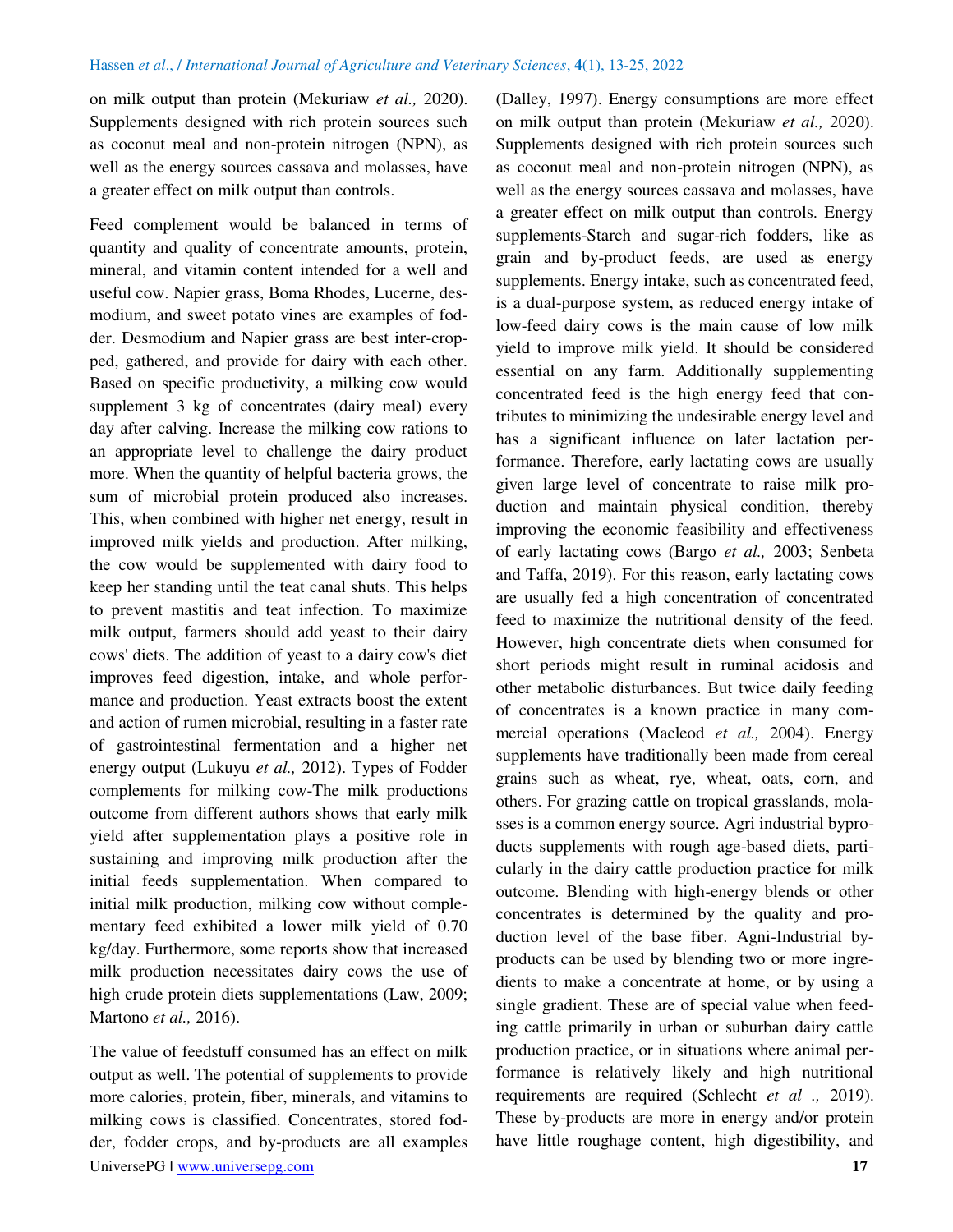on milk output than protein (Mekuriaw *et al.,* 2020). Supplements designed with rich protein sources such as coconut meal and non-protein nitrogen (NPN), as well as the energy sources cassava and molasses, have a greater effect on milk output than controls.

Feed complement would be balanced in terms of quantity and quality of concentrate amounts, protein, mineral, and vitamin content intended for a well and useful cow. Napier grass, Boma Rhodes, Lucerne, desmodium, and sweet potato vines are examples of fodder. Desmodium and Napier grass are best inter-cropped, gathered, and provide for dairy with each other. Based on specific productivity, a milking cow would supplement 3 kg of concentrates (dairy meal) every day after calving. Increase the milking cow rations to an appropriate level to challenge the dairy product more. When the quantity of helpful bacteria grows, the sum of microbial protein produced also increases. This, when combined with higher net energy, result in improved milk yields and production. After milking, the cow would be supplemented with dairy food to keep her standing until the teat canal shuts. This helps to prevent mastitis and teat infection. To maximize milk output, farmers should add yeast to their dairy cows' diets. The addition of yeast to a dairy cow's diet improves feed digestion, intake, and whole performance and production. Yeast extracts boost the extent and action of rumen microbial, resulting in a faster rate of gastrointestinal fermentation and a higher net energy output (Lukuyu *et al.,* 2012). Types of Fodder complements for milking cow-The milk productions outcome from different authors shows that early milk yield after supplementation plays a positive role in sustaining and improving milk production after the initial feeds supplementation. When compared to initial milk production, milking cow without complementary feed exhibited a lower milk yield of 0.70 kg/day. Furthermore, some reports show that increased milk production necessitates dairy cows the use of high crude protein diets supplementations (Law, 2009; Martono *et al.,* 2016).

The value of feedstuff consumed has an effect on milk output as well. The potential of supplements to provide more calories, protein, fiber, minerals, and vitamins to milking cows is classified. Concentrates, stored fodder, fodder crops, and by-products are all examples (Dalley, 1997). Energy consumptions are more effect on milk output than protein (Mekuriaw *et al.,* 2020). Supplements designed with rich protein sources such as coconut meal and non-protein nitrogen (NPN), as well as the energy sources cassava and molasses, have a greater effect on milk output than controls. Energy supplements-Starch and sugar-rich fodders, like as grain and by-product feeds, are used as energy supplements. Energy intake, such as concentrated feed, is a dual-purpose system, as reduced energy intake of low-feed dairy cows is the main cause of low milk yield to improve milk yield. It should be considered essential on any farm. Additionally supplementing concentrated feed is the high energy feed that contributes to minimizing the undesirable energy level and has a significant influence on later lactation performance. Therefore, early lactating cows are usually given large level of concentrate to raise milk production and maintain physical condition, thereby improving the economic feasibility and effectiveness of early lactating cows (Bargo *et al.,* 2003; Senbeta and Taffa, 2019). For this reason, early lactating cows are usually fed a high concentration of concentrated feed to maximize the nutritional density of the feed. However, high concentrate diets when consumed for short periods might result in ruminal acidosis and other metabolic disturbances. But twice daily feeding of concentrates is a known practice in many commercial operations (Macleod *et al.,* 2004). Energy supplements have traditionally been made from cereal grains such as wheat, rye, wheat, oats, corn, and others. For grazing cattle on tropical grasslands, molasses is a common energy source. Agri industrial byproducts supplements with rough age-based diets, particularly in the dairy cattle production practice for milk outcome. Blending with high-energy blends or other concentrates is determined by the quality and production level of the base fiber. Agni-Industrial by-products can be used by blending two or more ingredients to make a concentrate at home, or by using a single gradient. These are of special value when feeding cattle primarily in urban or suburban dairy cattle production practice, or in situations where animal performance is relatively likely and high nutritional requirements are required (Schlecht *et al .,* 2019). These by-products are more in energy and/or protein have little roughage content, high digestibility, and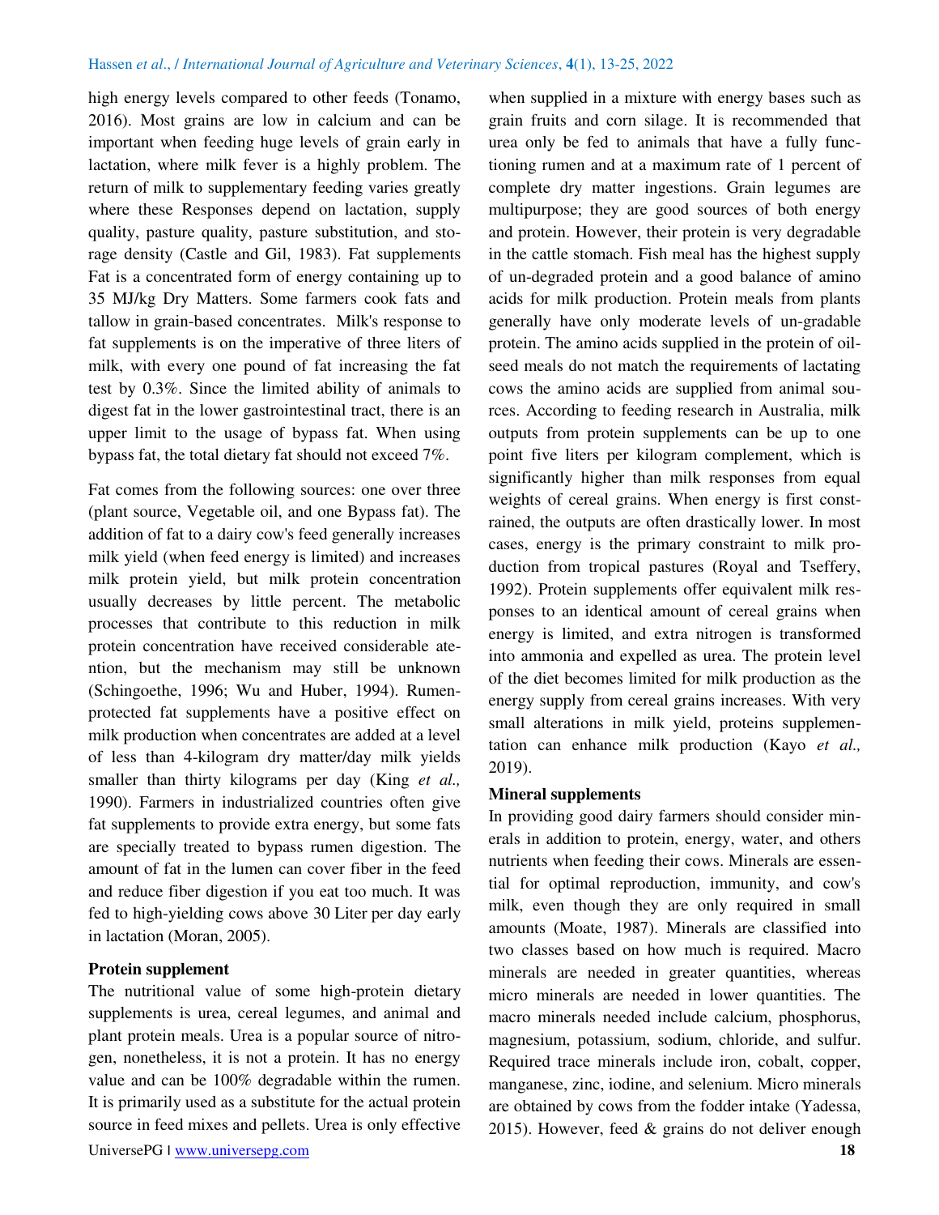high energy levels compared to other feeds (Tonamo, 2016). Most grains are low in calcium and can be important when feeding huge levels of grain early in lactation, where milk fever is a highly problem. The return of milk to supplementary feeding varies greatly where these Responses depend on lactation, supply quality, pasture quality, pasture substitution, and storage density (Castle and Gil, 1983). Fat supplements Fat is a concentrated form of energy containing up to 35 MJ/kg Dry Matters. Some farmers cook fats and tallow in grain-based concentrates. Milk's response to fat supplements is on the imperative of three liters of milk, with every one pound of fat increasing the fat test by 0.3%. Since the limited ability of animals to digest fat in the lower gastrointestinal tract, there is an upper limit to the usage of bypass fat. When using bypass fat, the total dietary fat should not exceed 7%.

Fat comes from the following sources: one over three (plant source, Vegetable oil, and one Bypass fat). The addition of fat to a dairy cow's feed generally increases milk yield (when feed energy is limited) and increases milk protein yield, but milk protein concentration usually decreases by little percent. The metabolic processes that contribute to this reduction in milk protein concentration have received considerable atention, but the mechanism may still be unknown (Schingoethe, 1996; Wu and Huber, 1994). Rumen-protected fat supplements have a positive effect on milk production when concentrates are added at a level of less than 4-kilogram dry matter/day milk yields smaller than thirty kilograms per day (King *et al.,* 1990). Farmers in industrialized countries often give fat supplements to provide extra energy, but some fats are specially treated to bypass rumen digestion. The amount of fat in the lumen can cover fiber in the feed and reduce fiber digestion if you eat too much. It was fed to high-yielding cows above 30 Liter per day early in lactation (Moran, 2005).

**Protein supplement**

The nutritional value of some high-protein dietary supplements is urea, cereal legumes, and animal and plant protein meals. Urea is a popular source of nitrogen, nonetheless, it is not a protein. It has no energy value and can be 100% degradable within the rumen. It is primarily used as a substitute for the actual protein source in feed mixes and pellets. Urea is only effective when supplied in a mixture with energy bases such as grain fruits and corn silage. It is recommended that urea only be fed to animals that have a fully functioning rumen and at a maximum rate of 1 percent of complete dry matter ingestions. Grain legumes are multipurpose; they are good sources of both energy and protein. However, their protein is very degradable in the cattle stomach. Fish meal has the highest supply of un-degraded protein and a good balance of amino acids for milk production. Protein meals from plants generally have only moderate levels of un-gradable protein. The amino acids supplied in the protein of oilseed meals do not match the requirements of lactating cows the amino acids are supplied from animal sources. According to feeding research in Australia, milk outputs from protein supplements can be up to one point five liters per kilogram complement, which is significantly higher than milk responses from equal weights of cereal grains. When energy is first constrained, the outputs are often drastically lower. In most cases, energy is the primary constraint to milk production from tropical pastures (Royal and Tseffery, 1992). Protein supplements offer equivalent milk responses to an identical amount of cereal grains when energy is limited, and extra nitrogen is transformed into ammonia and expelled as urea. The protein level of the diet becomes limited for milk production as the energy supply from cereal grains increases. With very small alterations in milk yield, proteins supplementation can enhance milk production (Kayo *et al.,* 2019).

**Mineral supplements**

In providing good dairy farmers should consider minerals in addition to protein, energy, water, and others nutrients when feeding their cows. Minerals are essential for optimal reproduction, immunity, and cow's milk, even though they are only required in small amounts (Moate, 1987). Minerals are classified into two classes based on how much is required. Macro minerals are needed in greater quantities, whereas micro minerals are needed in lower quantities. The macro minerals needed include calcium, phosphorus, magnesium, potassium, sodium, chloride, and sulfur. Required trace minerals include iron, cobalt, copper, manganese, zinc, iodine, and selenium. Micro minerals are obtained by cows from the fodder intake (Yadessa, 2015). However, feed & grains do not deliver enough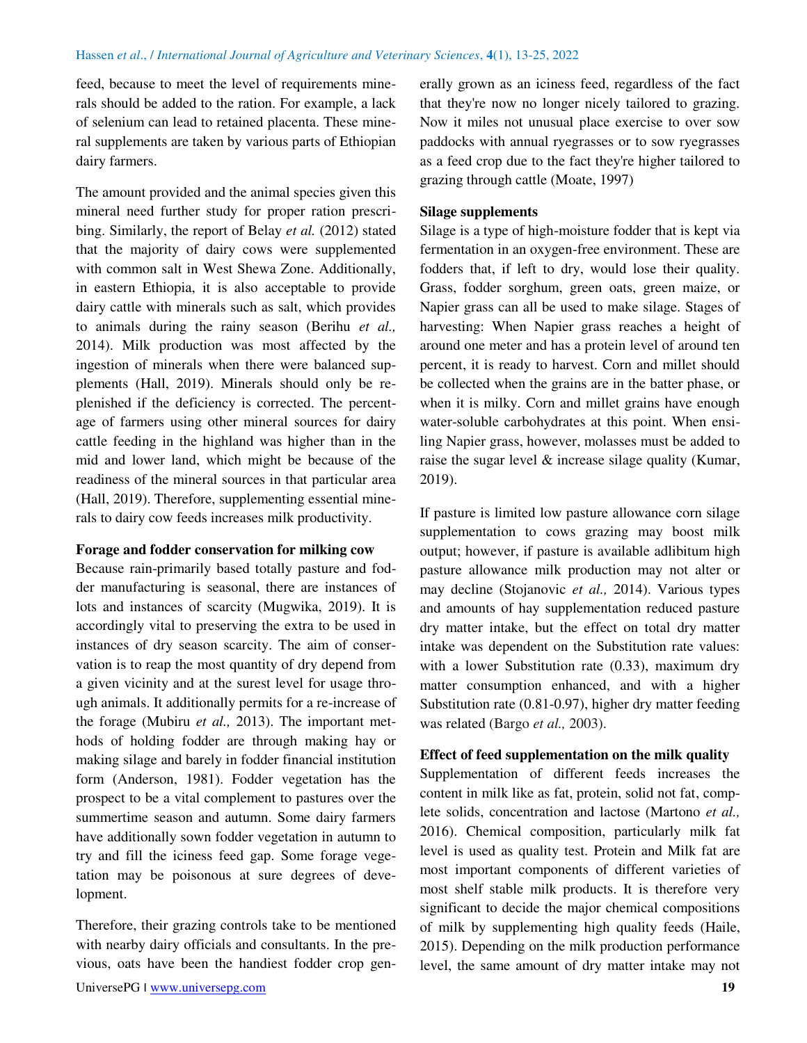feed, because to meet the level of requirements minerals should be added to the ration. For example, a lack of selenium can lead to retained placenta. These mineral supplements are taken by various parts of Ethiopian dairy farmers.

The amount provided and the animal species given this mineral need further study for proper ration prescribing. Similarly, the report of Belay *et al.* (2012) stated that the majority of dairy cows were supplemented with common salt in West Shewa Zone. Additionally, in eastern Ethiopia, it is also acceptable to provide dairy cattle with minerals such as salt, which provides to animals during the rainy season (Berihu *et al.,* 2014). Milk production was most affected by the ingestion of minerals when there were balanced supplements (Hall, 2019). Minerals should only be replenished if the deficiency is corrected. The percentage of farmers using other mineral sources for dairy cattle feeding in the highland was higher than in the mid and lower land, which might be because of the readiness of the mineral sources in that particular area (Hall, 2019). Therefore, supplementing essential minerals to dairy cow feeds increases milk productivity.

**Forage and fodder conservation for milking cow**

Because rain-primarily based totally pasture and fodder manufacturing is seasonal, there are instances of lots and instances of scarcity (Mugwika, 2019). It is accordingly vital to preserving the extra to be used in instances of dry season scarcity. The aim of conservation is to reap the most quantity of dry depend from a given vicinity and at the surest level for usage through animals. It additionally permits for a re-increase of the forage (Mubiru *et al.,* 2013). The important methods of holding fodder are through making hay or making silage and barely in fodder financial institution form (Anderson, 1981). Fodder vegetation has the prospect to be a vital complement to pastures over the summertime season and autumn. Some dairy farmers have additionally sown fodder vegetation in autumn to try and fill the iciness feed gap. Some forage vegetation may be poisonous at sure degrees of development.

Therefore, their grazing controls take to be mentioned with nearby dairy officials and consultants. In the previous, oats have been the handiest fodder crop generally grown as an iciness feed, regardless of the fact that they're now no longer nicely tailored to grazing. Now it miles not unusual place exercise to over sow paddocks with annual ryegrasses or to sow ryegrasses as a feed crop due to the fact they're higher tailored to grazing through cattle (Moate, 1997)

**Silage supplements**

Silage is a type of high-moisture fodder that is kept via fermentation in an oxygen-free environment. These are fodders that, if left to dry, would lose their quality. Grass, fodder sorghum, green oats, green maize, or Napier grass can all be used to make silage. Stages of harvesting: When Napier grass reaches a height of around one meter and has a protein level of around ten percent, it is ready to harvest. Corn and millet should be collected when the grains are in the batter phase, or when it is milky. Corn and millet grains have enough water-soluble carbohydrates at this point. When ensiling Napier grass, however, molasses must be added to raise the sugar level & increase silage quality (Kumar, 2019).

If pasture is limited low pasture allowance corn silage supplementation to cows grazing may boost milk output; however, if pasture is available adlibitum high pasture allowance milk production may not alter or may decline (Stojanovic *et al.,* 2014). Various types and amounts of hay supplementation reduced pasture dry matter intake, but the effect on total dry matter intake was dependent on the Substitution rate values: with a lower Substitution rate (0.33), maximum dry matter consumption enhanced, and with a higher Substitution rate (0.81-0.97), higher dry matter feeding was related (Bargo *et al.,* 2003).

**Effect of feed supplementation on the milk quality**

Supplementation of different feeds increases the content in milk like as fat, protein, solid not fat, complete solids, concentration and lactose (Martono *et al.,* 2016). Chemical composition, particularly milk fat level is used as quality test. Protein and Milk fat are most important components of different varieties of most shelf stable milk products. It is therefore very significant to decide the major chemical compositions of milk by supplementing high quality feeds (Haile, 2015). Depending on the milk production performance level, the same amount of dry matter intake may not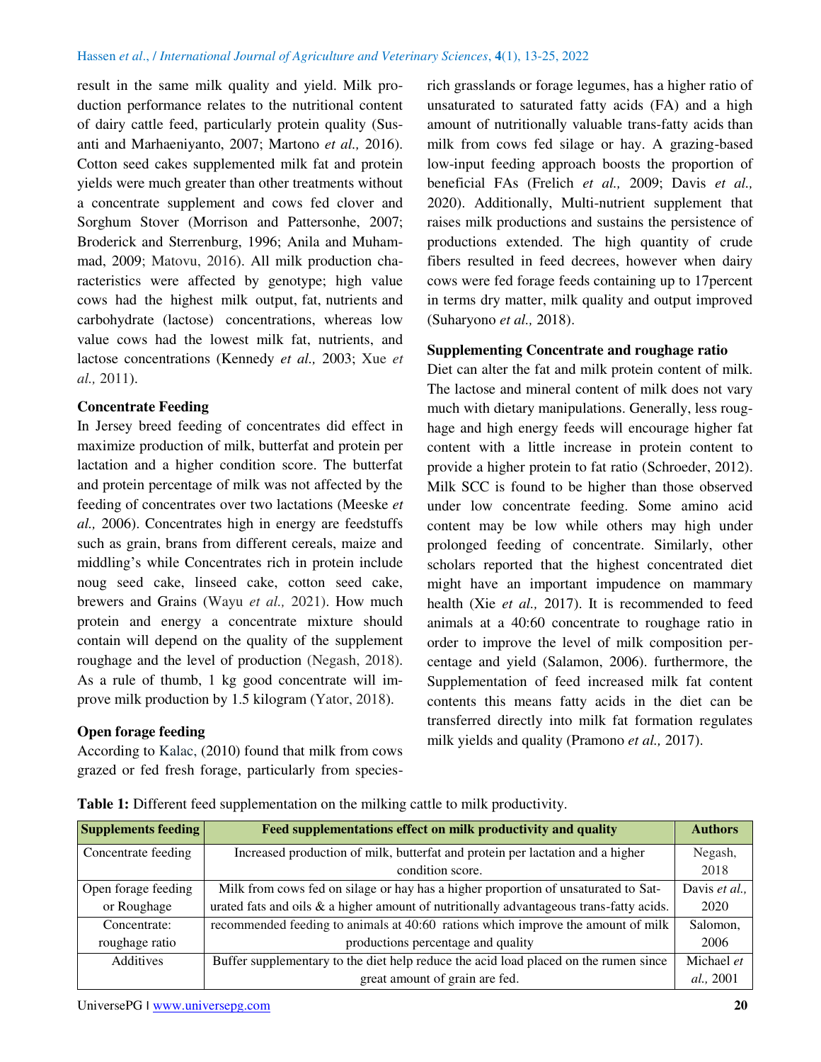result in the same milk quality and yield. Milk production performance relates to the nutritional content of dairy cattle feed, particularly protein quality (Susanti and Marhaeniyanto, 2007; Martono *et al.,* 2016). Cotton seed cakes supplemented milk fat and protein yields were much greater than other treatments without a concentrate supplement and cows fed clover and Sorghum Stover (Morrison and Pattersonhe, 2007; Broderick and Sterrenburg, 1996; Anila and Muhammad, 2009; Matovu, 2016). All milk production characteristics were affected by genotype; high value cows had the highest milk output, fat, nutrients and carbohydrate (lactose) concentrations, whereas low value cows had the lowest milk fat, nutrients, and lactose concentrations (Kennedy *et al.,* 2003; Xue *et al.,* 2011).

**Concentrate Feeding**

In Jersey breed feeding of concentrates did effect in maximize production of milk, butterfat and protein per lactation and a higher condition score. The butterfat and protein percentage of milk was not affected by the feeding of concentrates over two lactations (Meeske *et al.,* 2006). Concentrates high in energy are feedstuffs such as grain, brans from different cereals, maize and middling's while Concentrates rich in protein include noug seed cake, linseed cake, cotton seed cake, brewers and Grains (Wayu *et al.,* 2021). How much protein and energy a concentrate mixture should contain will depend on the quality of the supplement roughage and the level of production (Negash, 2018). As a rule of thumb, 1 kg good concentrate will improve milk production by 1.5 kilogram (Yator, 2018).

**Open forage feeding**

According to Kalac, (2010) found that milk from cows grazed or fed fresh forage, particularly from species-rich grasslands or forage legumes, has a higher ratio of unsaturated to saturated fatty acids (FA) and a high amount of nutritionally valuable trans-fatty acids than milk from cows fed silage or hay. A grazing-based low-input feeding approach boosts the proportion of beneficial FAs (Frelich *et al.,* 2009; Davis *et al.,* 2020). Additionally, Multi-nutrient supplement that raises milk productions and sustains the persistence of productions extended. The high quantity of crude fibers resulted in feed decrees, however when dairy cows were fed forage feeds containing up to 17percent in terms dry matter, milk quality and output improved (Suharyono *et al.,* 2018).

**Supplementing Concentrate and roughage ratio**

Diet can alter the fat and milk protein content of milk. The lactose and mineral content of milk does not vary much with dietary manipulations. Generally, less roughage and high energy feeds will encourage higher fat content with a little increase in protein content to provide a higher protein to fat ratio (Schroeder, 2012). Milk SCC is found to be higher than those observed under low concentrate feeding. Some amino acid content may be low while others may high under prolonged feeding of concentrate. Similarly, other scholars reported that the highest concentrated diet might have an important impudence on mammary health (Xie *et al.,* 2017). It is recommended to feed animals at a 40:60 concentrate to roughage ratio in order to improve the level of milk composition percentage and yield (Salamon, 2006). furthermore, the Supplementation of feed increased milk fat content contents this means fatty acids in the diet can be transferred directly into milk fat formation regulates milk yields and quality (Pramono *et al.,* 2017).

**Table 1:** Different feed supplementation on the milking cattle to milk productivity.

| Supplements feeding | Feed supplementations effect on milk productivity and quality | Authors |
|---|---|---|
| Concentrate feeding | Increased production of milk, butterfat and protein per lactation and a higher condition score. | Negash, 2018 |
| Open forage feeding or Roughage | Milk from cows fed on silage or hay has a higher proportion of unsaturated to Saturated fats and oils & a higher amount of nutritionally advantageous trans-fatty acids. | Davis *et al.,* 2020 |
| Concentrate: roughage ratio | recommended feeding to animals at 40:60 rations which improve the amount of milk productions percentage and quality | Salomon, 2006 |
| Additives | Buffer supplementary to the diet help reduce the acid load placed on the rumen since great amount of grain are fed. | Michael *et al.,* 2001 |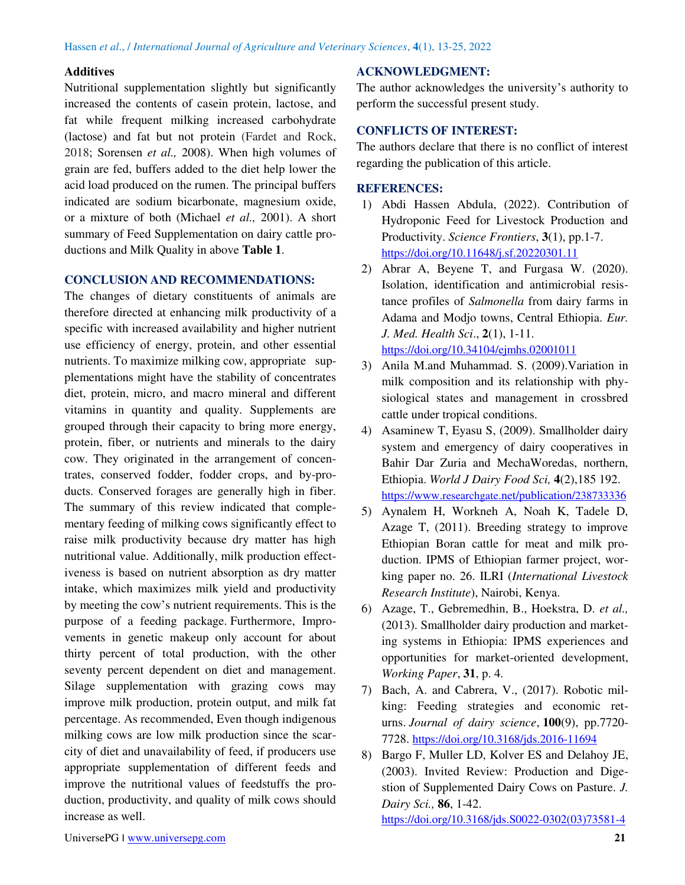### Additives

Nutritional supplementation slightly but significantly increased the contents of casein protein, lactose, and fat while frequent milking increased carbohydrate (lactose) and fat but not protein (Fardet and Rock, 2018; Sorensen *et al.,* 2008). When high volumes of grain are fed, buffers added to the diet help lower the acid load produced on the rumen. The principal buffers indicated are sodium bicarbonate, magnesium oxide, or a mixture of both (Michael *et al.,* 2001). A short summary of Feed Supplementation on dairy cattle productions and Milk Quality in above **Table 1**.

## CONCLUSION AND RECOMMENDATIONS:

The changes of dietary constituents of animals are therefore directed at enhancing milk productivity of a specific with increased availability and higher nutrient use efficiency of energy, protein, and other essential nutrients. To maximize milking cow, appropriate supplementations might have the stability of concentrates diet, protein, micro, and macro mineral and different vitamins in quantity and quality. Supplements are grouped through their capacity to bring more energy, protein, fiber, or nutrients and minerals to the dairy cow. They originated in the arrangement of concentrates, conserved fodder, fodder crops, and by-products. Conserved forages are generally high in fiber. The summary of this review indicated that complementary feeding of milking cows significantly effect to raise milk productivity because dry matter has high nutritional value. Additionally, milk production effectiveness is based on nutrient absorption as dry matter intake, which maximizes milk yield and productivity by meeting the cow's nutrient requirements. This is the purpose of a feeding package. Furthermore, Improvements in genetic makeup only account for about thirty percent of total production, with the other seventy percent dependent on diet and management. Silage supplementation with grazing cows may improve milk production, protein output, and milk fat percentage. As recommended, Even though indigenous milking cows are low milk production since the scarcity of diet and unavailability of feed, if producers use appropriate supplementation of different feeds and improve the nutritional values of feedstuffs the production, productivity, and quality of milk cows should increase as well.

## ACKNOWLEDGMENT:

The author acknowledges the university's authority to perform the successful present study.

## CONFLICTS OF INTEREST:

The authors declare that there is no conflict of interest regarding the publication of this article.

## REFERENCES:

1) Abdi Hassen Abdula, (2022). Contribution of Hydroponic Feed for Livestock Production and Productivity. *Science Frontiers*, **3**(1), pp.1-7. https://doi.org/10.11648/j.sf.20220301.11
2) Abrar A, Beyene T, and Furgasa W. (2020). Isolation, identification and antimicrobial resistance profiles of *Salmonella* from dairy farms in Adama and Modjo towns, Central Ethiopia. *Eur. J. Med. Health Sci*., **2**(1), 1-11. https://doi.org/10.34104/ejmhs.02001011
3) Anila M.and Muhammad. S. (2009).Variation in milk composition and its relationship with physiological states and management in crossbred cattle under tropical conditions.
4) Asaminew T, Eyasu S, (2009). Smallholder dairy system and emergency of dairy cooperatives in Bahir Dar Zuria and MechaWoredas, northern, Ethiopia. *World J Dairy Food Sci,* **4**(2),185 192. https://www.researchgate.net/publication/238733336
5) Aynalem H, Workneh A, Noah K, Tadele D, Azage T, (2011). Breeding strategy to improve Ethiopian Boran cattle for meat and milk production. IPMS of Ethiopian farmer project, working paper no. 26. ILRI (*International Livestock Research Institute*), Nairobi, Kenya.
6) Azage, T., Gebremedhin, B., Hoekstra, D. *et al.,* (2013). Smallholder dairy production and marketing systems in Ethiopia: IPMS experiences and opportunities for market-oriented development, *Working Paper*, **31**, p. 4.
7) Bach, A. and Cabrera, V., (2017). Robotic milking: Feeding strategies and economic returns. *Journal of dairy science*, **100**(9), pp.7720-7728. https://doi.org/10.3168/jds.2016-11694
8) Bargo F, Muller LD, Kolver ES and Delahoy JE, (2003). Invited Review: Production and Digestion of Supplemented Dairy Cows on Pasture. *J. Dairy Sci.,* **86**, 1-42. https://doi.org/10.3168/jds.S0022-0302(03)73581-4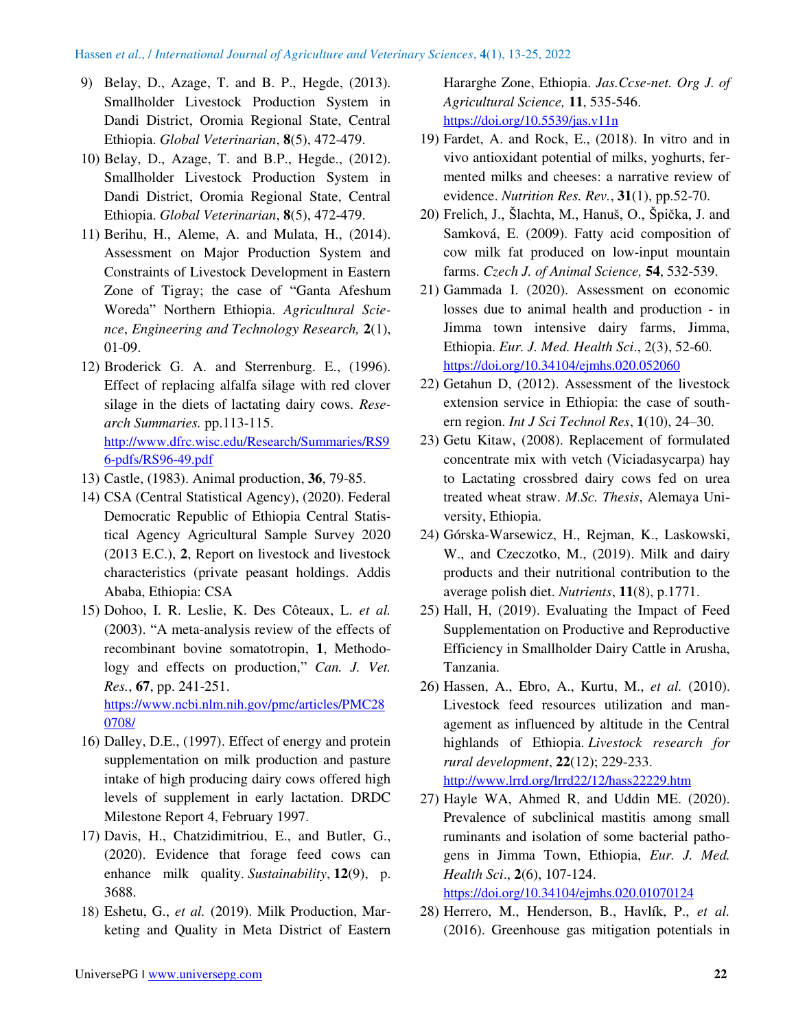9) Belay, D., Azage, T. and B. P., Hegde, (2013). Smallholder Livestock Production System in Dandi District, Oromia Regional State, Central Ethiopia. *Global Veterinarian*, **8**(5), 472-479.

10) Belay, D., Azage, T. and B.P., Hegde., (2012). Smallholder Livestock Production System in Dandi District, Oromia Regional State, Central Ethiopia. *Global Veterinarian*, **8**(5), 472-479.

11) Berihu, H., Aleme, A. and Mulata, H., (2014). Assessment on Major Production System and Constraints of Livestock Development in Eastern Zone of Tigray; the case of "Ganta Afeshum Woreda" Northern Ethiopia. *Agricultural Science*, *Engineering and Technology Research,* **2**(1), 01-09.

12) Broderick G. A. and Sterrenburg. E., (1996). Effect of replacing alfalfa silage with red clover silage in the diets of lactating dairy cows. *Research Summaries.* pp.113-115. http://www.dfrc.wisc.edu/Research/Summaries/RS96-pdfs/RS96-49.pdf

13) Castle, (1983). Animal production, **36**, 79-85.

14) CSA (Central Statistical Agency), (2020). Federal Democratic Republic of Ethiopia Central Statistical Agency Agricultural Sample Survey 2020 (2013 E.C.), **2**, Report on livestock and livestock characteristics (private peasant holdings. Addis Ababa, Ethiopia: CSA

15) Dohoo, I. R. Leslie, K. Des Côteaux, L. *et al.* (2003). "A meta-analysis review of the effects of recombinant bovine somatotropin, **1**, Methodology and effects on production," *Can. J. Vet. Res.*, **67**, pp. 241-251. https://www.ncbi.nlm.nih.gov/pmc/articles/PMC280708/

16) Dalley, D.E., (1997). Effect of energy and protein supplementation on milk production and pasture intake of high producing dairy cows offered high levels of supplement in early lactation. DRDC Milestone Report 4, February 1997.

17) Davis, H., Chatzidimitriou, E., and Butler, G., (2020). Evidence that forage feed cows can enhance milk quality. *Sustainability*, **12**(9), p. 3688.

18) Eshetu, G., *et al.* (2019). Milk Production, Marketing and Quality in Meta District of Eastern Hararghe Zone, Ethiopia. *Jas.Ccse-net. Org J. of Agricultural Science,* **11**, 535-546. https://doi.org/10.5539/jas.v11n

19) Fardet, A. and Rock, E., (2018). In vitro and in vivo antioxidant potential of milks, yoghurts, fermented milks and cheeses: a narrative review of evidence. *Nutrition Res. Rev.*, **31**(1), pp.52-70.

20) Frelich, J., Šlachta, M., Hanuš, O., Špička, J. and Samková, E. (2009). Fatty acid composition of cow milk fat produced on low-input mountain farms. *Czech J. of Animal Science,* **54**, 532-539.

21) Gammada I. (2020). Assessment on economic losses due to animal health and production - in Jimma town intensive dairy farms, Jimma, Ethiopia. *Eur. J. Med. Health Sci*., 2(3), 52-60. https://doi.org/10.34104/ejmhs.020.052060

22) Getahun D, (2012). Assessment of the livestock extension service in Ethiopia: the case of southern region. *Int J Sci Technol Res*, **1**(10), 24–30.

23) Getu Kitaw, (2008). Replacement of formulated concentrate mix with vetch (Viciadasycarpa) hay to Lactating crossbred dairy cows fed on urea treated wheat straw. *M.Sc. Thesis*, Alemaya University, Ethiopia.

24) Górska-Warsewicz, H., Rejman, K., Laskowski, W., and Czeczotko, M., (2019). Milk and dairy products and their nutritional contribution to the average polish diet. *Nutrients*, **11**(8), p.1771.

25) Hall, H, (2019). Evaluating the Impact of Feed Supplementation on Productive and Reproductive Efficiency in Smallholder Dairy Cattle in Arusha, Tanzania.

26) Hassen, A., Ebro, A., Kurtu, M., *et al.* (2010). Livestock feed resources utilization and management as influenced by altitude in the Central highlands of Ethiopia. *Livestock research for rural development*, **22**(12); 229-233. http://www.lrrd.org/lrrd22/12/hass22229.htm

27) Hayle WA, Ahmed R, and Uddin ME. (2020). Prevalence of subclinical mastitis among small ruminants and isolation of some bacterial pathogens in Jimma Town, Ethiopia, *Eur. J. Med. Health Sci*., **2**(6), 107-124. https://doi.org/10.34104/ejmhs.020.01070124

28) Herrero, M., Henderson, B., Havlík, P., *et al.* (2016). Greenhouse gas mitigation potentials in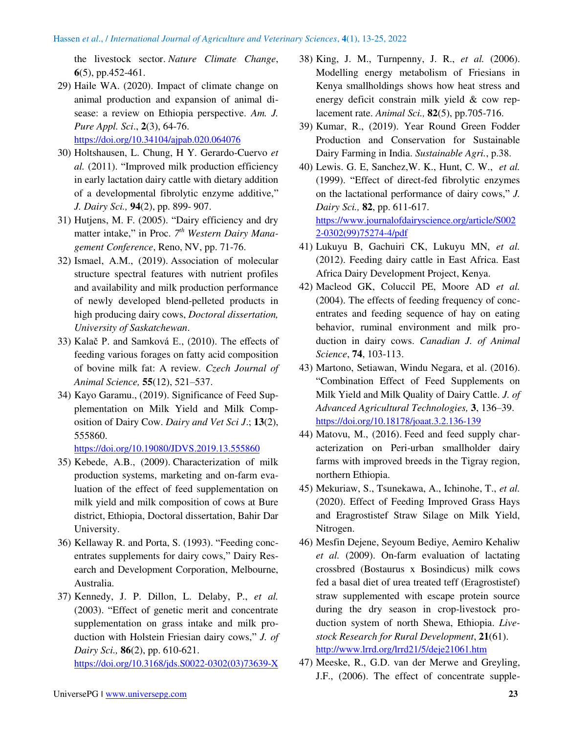the livestock sector. *Nature Climate Change*, **6**(5), pp.452-461.

29) Haile WA. (2020). Impact of climate change on animal production and expansion of animal disease: a review on Ethiopia perspective. *Am. J. Pure Appl. Sci*., **2**(3), 64-76. https://doi.org/10.34104/ajpab.020.064076

30) Holtshausen, L. Chung, H Y. Gerardo-Cuervo *et al.* (2011). "Improved milk production efficiency in early lactation dairy cattle with dietary addition of a developmental fibrolytic enzyme additive," *J. Dairy Sci.,* **94**(2), pp. 899- 907.

31) Hutjens, M. F. (2005). "Dairy efficiency and dry matter intake," in Proc. *7th Western Dairy Management Conference*, Reno, NV, pp. 71-76.

32) Ismael, A.M., (2019). Association of molecular structure spectral features with nutrient profiles and availability and milk production performance of newly developed blend-pelleted products in high producing dairy cows, *Doctoral dissertation, University of Saskatchewan*.

33) Kalač P. and Samková E., (2010). The effects of feeding various forages on fatty acid composition of bovine milk fat: A review. *Czech Journal of Animal Science,* **55**(12), 521–537.

34) Kayo Garamu., (2019). Significance of Feed Supplementation on Milk Yield and Milk Composition of Dairy Cow. *Dairy and Vet Sci J*.; **13**(2), 555860. https://doi.org/10.19080/JDVS.2019.13.555860

35) Kebede, A.B., (2009). Characterization of milk production systems, marketing and on-farm evaluation of the effect of feed supplementation on milk yield and milk composition of cows at Bure district, Ethiopia, Doctoral dissertation, Bahir Dar University.

36) Kellaway R. and Porta, S. (1993). "Feeding concentrates supplements for dairy cows," Dairy Research and Development Corporation, Melbourne, Australia.

37) Kennedy, J. P. Dillon, L. Delaby, P., *et al.* (2003). "Effect of genetic merit and concentrate supplementation on grass intake and milk production with Holstein Friesian dairy cows," *J. of Dairy Sci.,* **86**(2), pp. 610-621. https://doi.org/10.3168/jds.S0022-0302(03)73639-X

38) King, J. M., Turnpenny, J. R., *et al.* (2006). Modelling energy metabolism of Friesians in Kenya smallholdings shows how heat stress and energy deficit constrain milk yield & cow replacement rate. *Animal Sci.,* **82**(5), pp.705-716.

39) Kumar, R., (2019). Year Round Green Fodder Production and Conservation for Sustainable Dairy Farming in India. *Sustainable Agri.*, p.38.

40) Lewis. G. E, Sanchez,W. K., Hunt, C. W., *et al.* (1999). "Effect of direct-fed fibrolytic enzymes on the lactational performance of dairy cows," *J. Dairy Sci.,* **82**, pp. 611-617. https://www.journalofdairyscience.org/article/S0022-0302(99)75274-4/pdf

41) Lukuyu B, Gachuiri CK, Lukuyu MN, *et al.* (2012). Feeding dairy cattle in East Africa. East Africa Dairy Development Project, Kenya.

42) Macleod GK, Coluccil PE, Moore AD *et al.* (2004). The effects of feeding frequency of concentrates and feeding sequence of hay on eating behavior, ruminal environment and milk production in dairy cows. *Canadian J. of Animal Science*, **74**, 103-113.

43) Martono, Setiawan, Windu Negara, et al. (2016). "Combination Effect of Feed Supplements on Milk Yield and Milk Quality of Dairy Cattle. *J. of Advanced Agricultural Technologies,* **3**, 136–39. https://doi.org/10.18178/joaat.3.2.136-139

44) Matovu, M., (2016). Feed and feed supply characterization on Peri-urban smallholder dairy farms with improved breeds in the Tigray region, northern Ethiopia.

45) Mekuriaw, S., Tsunekawa, A., Ichinohe, T., *et al.* (2020). Effect of Feeding Improved Grass Hays and Eragrostistef Straw Silage on Milk Yield, Nitrogen.

46) Mesfin Dejene, Seyoum Bediye, Aemiro Kehaliw *et al.* (2009). On-farm evaluation of lactating crossbred (Bostaurus x Bosindicus) milk cows fed a basal diet of urea treated teff (Eragrostistef) straw supplemented with escape protein source during the dry season in crop-livestock production system of north Shewa, Ethiopia. *Livestock Research for Rural Development*, **21**(61). http://www.lrrd.org/lrrd21/5/deje21061.htm

47) Meeske, R., G.D. van der Merwe and Greyling, J.F., (2006). The effect of concentrate supple-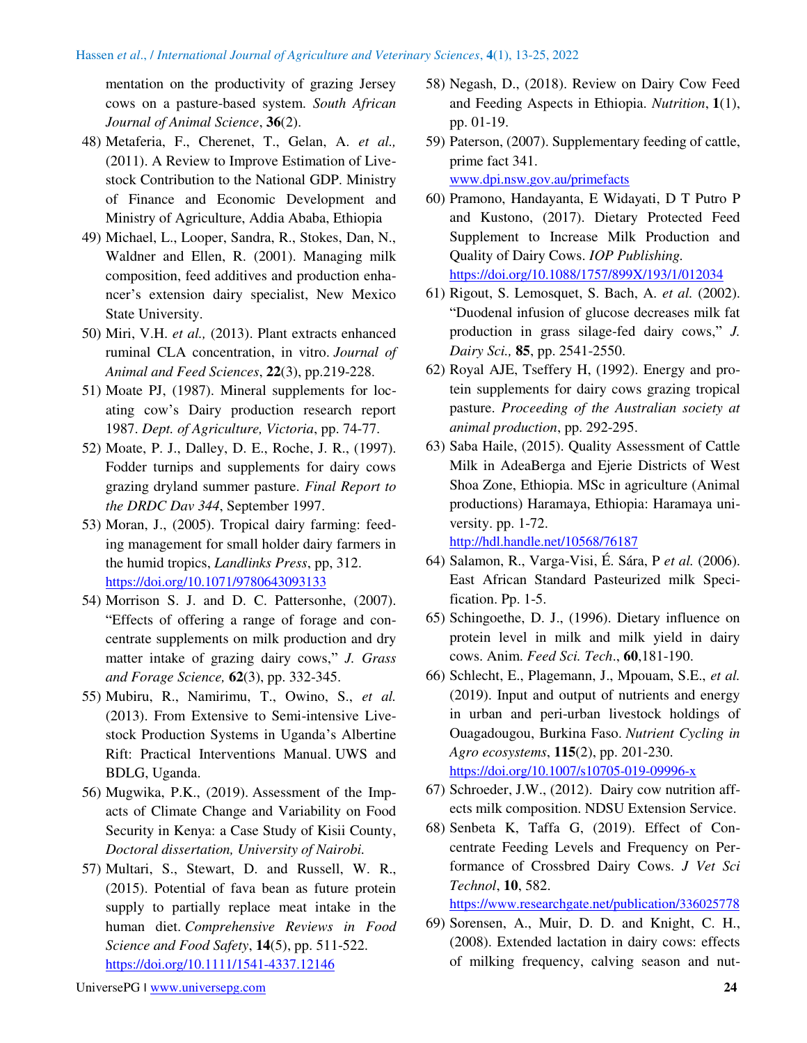mentation on the productivity of grazing Jersey cows on a pasture-based system. *South African Journal of Animal Science*, **36**(2).

48) Metaferia, F., Cherenet, T., Gelan, A. *et al.,* (2011). A Review to Improve Estimation of Livestock Contribution to the National GDP. Ministry of Finance and Economic Development and Ministry of Agriculture, Addia Ababa, Ethiopia

49) Michael, L., Looper, Sandra, R., Stokes, Dan, N., Waldner and Ellen, R. (2001). Managing milk composition, feed additives and production enhancer's extension dairy specialist, New Mexico State University.

50) Miri, V.H. *et al.,* (2013). Plant extracts enhanced ruminal CLA concentration, in vitro. *Journal of Animal and Feed Sciences*, **22**(3), pp.219-228.

51) Moate PJ, (1987). Mineral supplements for locating cow's Dairy production research report 1987. *Dept. of Agriculture, Victoria*, pp. 74-77.

52) Moate, P. J., Dalley, D. E., Roche, J. R., (1997). Fodder turnips and supplements for dairy cows grazing dryland summer pasture. *Final Report to the DRDC Dav 344*, September 1997.

53) Moran, J., (2005). Tropical dairy farming: feeding management for small holder dairy farmers in the humid tropics, *Landlinks Press*, pp, 312. https://doi.org/10.1071/9780643093133

54) Morrison S. J. and D. C. Pattersonhe, (2007). "Effects of offering a range of forage and concentrate supplements on milk production and dry matter intake of grazing dairy cows," *J. Grass and Forage Science,* **62**(3), pp. 332-345.

55) Mubiru, R., Namirimu, T., Owino, S., *et al.* (2013). From Extensive to Semi-intensive Livestock Production Systems in Uganda's Albertine Rift: Practical Interventions Manual. UWS and BDLG, Uganda.

56) Mugwika, P.K., (2019). Assessment of the Impacts of Climate Change and Variability on Food Security in Kenya: a Case Study of Kisii County, *Doctoral dissertation, University of Nairobi.*

57) Multari, S., Stewart, D. and Russell, W. R., (2015). Potential of fava bean as future protein supply to partially replace meat intake in the human diet. *Comprehensive Reviews in Food Science and Food Safety*, **14**(5), pp. 511-522. https://doi.org/10.1111/1541-4337.12146

58) Negash, D., (2018). Review on Dairy Cow Feed and Feeding Aspects in Ethiopia. *Nutrition*, **1**(1), pp. 01-19.

59) Paterson, (2007). Supplementary feeding of cattle, prime fact 341. www.dpi.nsw.gov.au/primefacts

60) Pramono, Handayanta, E Widayati, D T Putro P and Kustono, (2017). Dietary Protected Feed Supplement to Increase Milk Production and Quality of Dairy Cows. *IOP Publishing.* https://doi.org/10.1088/1757/899X/193/1/012034

61) Rigout, S. Lemosquet, S. Bach, A. *et al.* (2002). "Duodenal infusion of glucose decreases milk fat production in grass silage-fed dairy cows," *J. Dairy Sci.,* **85**, pp. 2541-2550.

62) Royal AJE, Tseffery H, (1992). Energy and protein supplements for dairy cows grazing tropical pasture. *Proceeding of the Australian society at animal production*, pp. 292-295.

63) Saba Haile, (2015). Quality Assessment of Cattle Milk in AdeaBerga and Ejerie Districts of West Shoa Zone, Ethiopia. MSc in agriculture (Animal productions) Haramaya, Ethiopia: Haramaya university. pp. 1-72. http://hdl.handle.net/10568/76187

64) Salamon, R., Varga-Visi, É. Sára, P *et al.* (2006). East African Standard Pasteurized milk Specification. Pp. 1-5.

65) Schingoethe, D. J., (1996). Dietary influence on protein level in milk and milk yield in dairy cows. Anim. *Feed Sci. Tech*., **60**,181-190.

66) Schlecht, E., Plagemann, J., Mpouam, S.E., *et al.* (2019). Input and output of nutrients and energy in urban and peri-urban livestock holdings of Ouagadougou, Burkina Faso. *Nutrient Cycling in Agro ecosystems*, **115**(2), pp. 201-230. https://doi.org/10.1007/s10705-019-09996-x

67) Schroeder, J.W., (2012). Dairy cow nutrition affects milk composition. NDSU Extension Service.

68) Senbeta K, Taffa G, (2019). Effect of Concentrate Feeding Levels and Frequency on Performance of Crossbred Dairy Cows. *J Vet Sci Technol*, **10**, 582. https://www.researchgate.net/publication/336025778

69) Sorensen, A., Muir, D. D. and Knight, C. H., (2008). Extended lactation in dairy cows: effects of milking frequency, calving season and nut-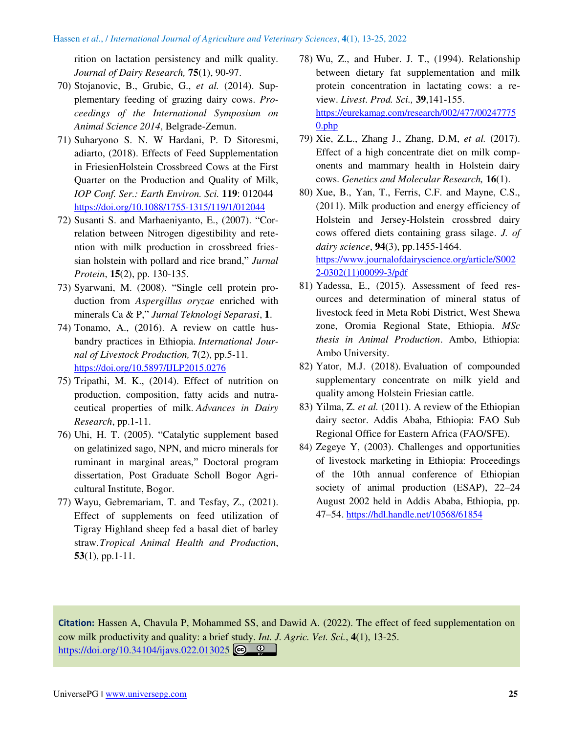rition on lactation persistency and milk quality. *Journal of Dairy Research,* **75**(1), 90-97.

70) Stojanovic, B., Grubic, G., *et al.* (2014). Supplementary feeding of grazing dairy cows. *Proceedings of the International Symposium on Animal Science 2014*, Belgrade-Zemun.

71) Suharyono S. N. W Hardani, P. D Sitoresmi, adiarto, (2018). Effects of Feed Supplementation in FriesienHolstein Crossbreed Cows at the First Quarter on the Production and Quality of Milk, *IOP Conf. Ser.: Earth Environ. Sci.* **119**: 012044 https://doi.org/10.1088/1755-1315/119/1/012044

72) Susanti S. and Marhaeniyanto, E., (2007). "Correlation between Nitrogen digestibility and retention with milk production in crossbreed friessian holstein with pollard and rice brand," *Jurnal Protein*, **15**(2), pp. 130-135.

73) Syarwani, M. (2008). "Single cell protein production from *Aspergillus oryzae* enriched with minerals Ca & P," *Jurnal Teknologi Separasi*, **1**.

74) Tonamo, A., (2016). A review on cattle husbandry practices in Ethiopia. *International Journal of Livestock Production,* **7**(2), pp.5-11. https://doi.org/10.5897/IJLP2015.0276

75) Tripathi, M. K., (2014). Effect of nutrition on production, composition, fatty acids and nutraceutical properties of milk. *Advances in Dairy Research*, pp.1-11.

76) Uhi, H. T. (2005). "Catalytic supplement based on gelatinized sago, NPN, and micro minerals for ruminant in marginal areas," Doctoral program dissertation, Post Graduate Scholl Bogor Agricultural Institute, Bogor.

77) Wayu, Gebremariam, T. and Tesfay, Z., (2021). Effect of supplements on feed utilization of Tigray Highland sheep fed a basal diet of barley straw. *Tropical Animal Health and Production*, **53**(1), pp.1-11.

78) Wu, Z., and Huber. J. T., (1994). Relationship between dietary fat supplementation and milk protein concentration in lactating cows: a review. *Livest. Prod. Sci.,* **39**,141-155. https://eurekamag.com/research/002/477/002477750.php

79) Xie, Z.L., Zhang J., Zhang, D.M, *et al.* (2017). Effect of a high concentrate diet on milk components and mammary health in Holstein dairy cows. *Genetics and Molecular Research,* **16**(1).

80) Xue, B., Yan, T., Ferris, C.F. and Mayne, C.S., (2011). Milk production and energy efficiency of Holstein and Jersey-Holstein crossbred dairy cows offered diets containing grass silage. *J. of dairy science*, **94**(3), pp.1455-1464. https://www.journalofdairyscience.org/article/S0022-0302(11)00099-3/pdf

81) Yadessa, E., (2015). Assessment of feed resources and determination of mineral status of livestock feed in Meta Robi District, West Shewa zone, Oromia Regional State, Ethiopia. *MSc thesis in Animal Production*. Ambo, Ethiopia: Ambo University.

82) Yator, M.J. (2018). Evaluation of compounded supplementary concentrate on milk yield and quality among Holstein Friesian cattle.

83) Yilma, Z. *et al.* (2011). A review of the Ethiopian dairy sector. Addis Ababa, Ethiopia: FAO Sub Regional Office for Eastern Africa (FAO/SFE).

84) Zegeye Y, (2003). Challenges and opportunities of livestock marketing in Ethiopia: Proceedings of the 10th annual conference of Ethiopian society of animal production (ESAP), 22–24 August 2002 held in Addis Ababa, Ethiopia, pp. 47–54. https://hdl.handle.net/10568/61854

**Citation:** Hassen A, Chavula P, Mohammed SS, and Dawid A. (2022). The effect of feed supplementation on cow milk productivity and quality: a brief study. *Int. J. Agric. Vet. Sci.*, **4**(1), 13-25. https://doi.org/10.34104/ijavs.022.013025